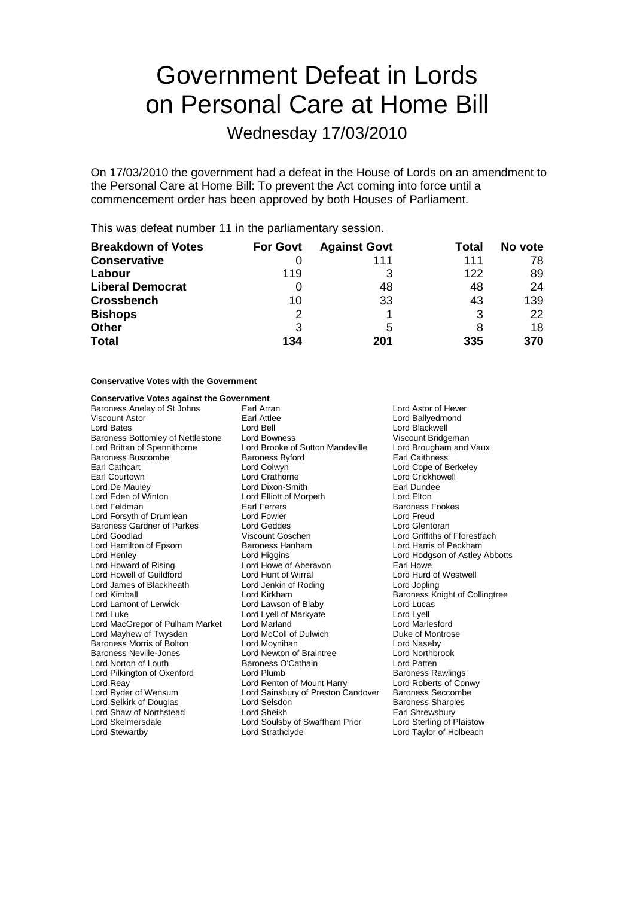# Government Defeat in Lords on Personal Care at Home Bill

## Wednesday 17/03/2010

On 17/03/2010 the government had a defeat in the House of Lords on an amendment to the Personal Care at Home Bill: To prevent the Act coming into force until a commencement order has been approved by both Houses of Parliament.

This was defeat number 11 in the parliamentary session.

| Breakdown of Votes | For Govt | Against Govt | Total | No vote |
|---|---|---|---|---|
| **Conservative** | 0 | 111 | 111 | 78 |
| **Labour** | 119 | 3 | 122 | 89 |
| **Liberal Democrat** | 0 | 48 | 48 | 24 |
| **Crossbench** | 10 | 33 | 43 | 139 |
| **Bishops** | 2 | 1 | 3 | 22 |
| **Other** | 3 | 5 | 8 | 18 |
| **Total** | 134 | 201 | 335 | 370 |

**Conservative Votes with the Government**

**Conservative Votes against the Government**

Baroness Anelay of St Johns
Earl Arran
Lord Astor of Hever
Viscount Astor
Earl Attlee
Lord Ballyedmond
Lord Bates
Lord Bell
Lord Blackwell
Baroness Bottomley of Nettlestone
Lord Bowness
Viscount Bridgeman
Lord Brittan of Spennithorne
Lord Brooke of Sutton Mandeville
Lord Brougham and Vaux
Baroness Buscombe
Baroness Byford
Earl Caithness
Earl Cathcart
Lord Colwyn
Lord Cope of Berkeley
Earl Courtown
Lord Crathorne
Lord Crickhowell
Lord De Mauley
Lord Dixon-Smith
Earl Dundee
Lord Eden of Winton
Lord Elliott of Morpeth
Lord Elton
Lord Feldman
Earl Ferrers
Baroness Fookes
Lord Forsyth of Drumlean
Lord Fowler
Lord Freud
Baroness Gardner of Parkes
Lord Geddes
Lord Glentoran
Lord Goodlad
Viscount Goschen
Lord Griffiths of Fforestfach
Lord Hamilton of Epsom
Baroness Hanham
Lord Harris of Peckham
Lord Henley
Lord Higgins
Lord Hodgson of Astley Abbotts
Lord Howard of Rising
Lord Howe of Aberavon
Earl Howe
Lord Howell of Guildford
Lord Hunt of Wirral
Lord Hurd of Westwell
Lord James of Blackheath
Lord Jenkin of Roding
Lord Jopling
Lord Kimball
Lord Kirkham
Baroness Knight of Collingtree
Lord Lamont of Lerwick
Lord Lawson of Blaby
Lord Lucas
Lord Luke
Lord Lyell of Markyate
Lord Lyell
Lord MacGregor of Pulham Market
Lord Marland
Lord Marlesford
Lord Mayhew of Twysden
Lord McColl of Dulwich
Duke of Montrose
Baroness Morris of Bolton
Lord Moynihan
Lord Naseby
Baroness Neville-Jones
Lord Newton of Braintree
Lord Northbrook
Lord Norton of Louth
Baroness O'Cathain
Lord Patten
Lord Pilkington of Oxenford
Lord Plumb
Baroness Rawlings
Lord Reay
Lord Renton of Mount Harry
Lord Roberts of Conwy
Lord Ryder of Wensum
Lord Sainsbury of Preston Candover
Baroness Seccombe
Lord Selkirk of Douglas
Lord Selsdon
Baroness Sharples
Lord Shaw of Northstead
Lord Sheikh
Earl Shrewsbury
Lord Skelmersdale
Lord Soulsby of Swaffham Prior
Lord Sterling of Plaistow
Lord Stewartby
Lord Strathclyde
Lord Taylor of Holbeach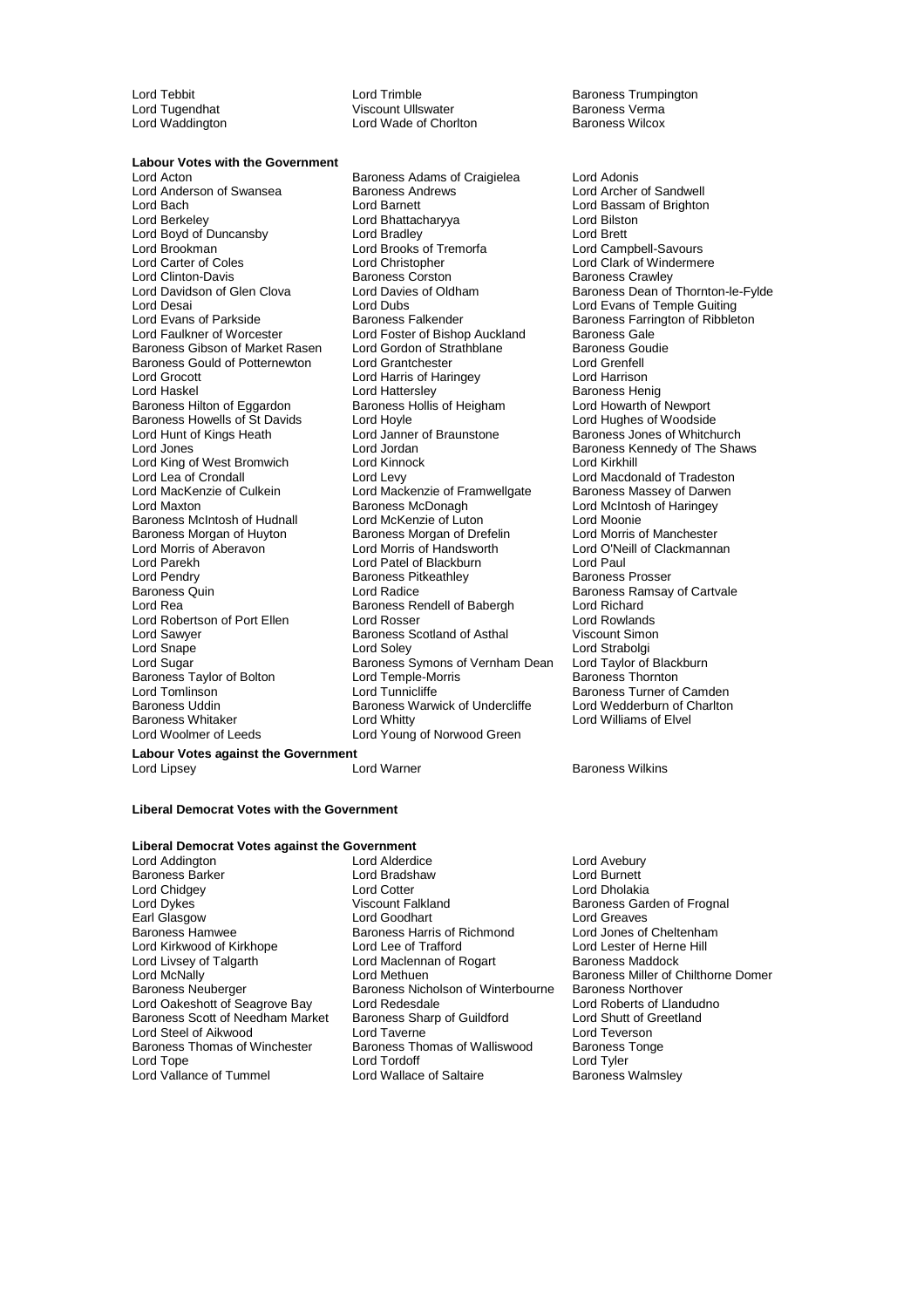Lord Tebbit
Lord Trimble
Baroness Trumpington
Lord Tugendhat
Viscount Ullswater
Baroness Verma
Lord Waddington
Lord Wade of Chorlton
Baroness Wilcox

**Labour Votes with the Government**

Lord Acton
Baroness Adams of Craigielea
Lord Adonis
Lord Anderson of Swansea
Baroness Andrews
Lord Archer of Sandwell
Lord Bach
Lord Barnett
Lord Bassam of Brighton
Lord Berkeley
Lord Bhattacharyya
Lord Bilston
Lord Boyd of Duncansby
Lord Bradley
Lord Brett
Lord Brookman
Lord Brooks of Tremorfa
Lord Campbell-Savours
Lord Carter of Coles
Lord Christopher
Lord Clark of Windermere
Lord Clinton-Davis
Baroness Corston
Baroness Crawley
Lord Davidson of Glen Clova
Lord Davies of Oldham
Baroness Dean of Thornton-le-Fylde
Lord Desai
Lord Dubs
Lord Evans of Temple Guiting
Lord Evans of Parkside
Baroness Falkender
Baroness Farrington of Ribbleton
Lord Faulkner of Worcester
Lord Foster of Bishop Auckland
Baroness Gale
Baroness Gibson of Market Rasen
Lord Gordon of Strathblane
Baroness Goudie
Baroness Gould of Potternewton
Lord Grantchester
Lord Grenfell
Lord Grocott
Lord Harris of Haringey
Lord Harrison
Lord Haskel
Lord Hattersley
Baroness Henig
Baroness Hilton of Eggardon
Baroness Hollis of Heigham
Lord Howarth of Newport
Baroness Howells of St Davids
Lord Hoyle
Lord Hughes of Woodside
Lord Hunt of Kings Heath
Lord Janner of Braunstone
Baroness Jones of Whitchurch
Lord Jones
Lord Jordan
Baroness Kennedy of The Shaws
Lord King of West Bromwich
Lord Kinnock
Lord Kirkhill
Lord Lea of Crondall
Lord Levy
Lord Macdonald of Tradeston
Lord MacKenzie of Culkein
Lord Mackenzie of Framwellgate
Baroness Massey of Darwen
Lord Maxton
Baroness McDonagh
Lord McIntosh of Haringey
Baroness McIntosh of Hudnall
Lord McKenzie of Luton
Lord Moonie
Baroness Morgan of Huyton
Baroness Morgan of Drefelin
Lord Morris of Manchester
Lord Morris of Aberavon
Lord Morris of Handsworth
Lord O'Neill of Clackmannan
Lord Parekh
Lord Patel of Blackburn
Lord Paul
Lord Pendry
Baroness Pitkeathley
Baroness Prosser
Baroness Quin
Lord Radice
Baroness Ramsay of Cartvale
Lord Rea
Baroness Rendell of Babergh
Lord Richard
Lord Robertson of Port Ellen
Lord Rosser
Lord Rowlands
Lord Sawyer
Baroness Scotland of Asthal
Viscount Simon
Lord Snape
Lord Soley
Lord Strabolgi
Lord Sugar
Baroness Symons of Vernham Dean
Lord Taylor of Blackburn
Baroness Taylor of Bolton
Lord Temple-Morris
Baroness Thornton
Lord Tomlinson
Lord Tunnicliffe
Baroness Turner of Camden
Baroness Uddin
Baroness Warwick of Undercliffe
Lord Wedderburn of Charlton
Baroness Whitaker
Lord Whitty
Lord Williams of Elvel
Lord Woolmer of Leeds
Lord Young of Norwood Green

**Labour Votes against the Government**

Lord Lipsey
Lord Warner
Baroness Wilkins

**Liberal Democrat Votes with the Government**

**Liberal Democrat Votes against the Government**

Lord Addington
Lord Alderdice
Lord Avebury
Baroness Barker
Lord Bradshaw
Lord Burnett
Lord Chidgey
Lord Cotter
Lord Dholakia
Lord Dykes
Viscount Falkland
Baroness Garden of Frognal
Earl Glasgow
Lord Goodhart
Lord Greaves
Baroness Hamwee
Baroness Harris of Richmond
Lord Jones of Cheltenham
Lord Kirkwood of Kirkhope
Lord Lee of Trafford
Lord Lester of Herne Hill
Lord Livsey of Talgarth
Lord Maclennan of Rogart
Baroness Maddock
Lord McNally
Lord Methuen
Baroness Miller of Chilthorne Domer
Baroness Neuberger
Baroness Nicholson of Winterbourne
Baroness Northover
Lord Oakeshott of Seagrove Bay
Lord Redesdale
Lord Roberts of Llandudno
Baroness Scott of Needham Market
Baroness Sharp of Guildford
Lord Shutt of Greetland
Lord Steel of Aikwood
Lord Taverne
Lord Teverson
Baroness Thomas of Winchester
Baroness Thomas of Walliswood
Baroness Tonge
Lord Tope
Lord Tordoff
Lord Tyler
Lord Vallance of Tummel
Lord Wallace of Saltaire
Baroness Walmsley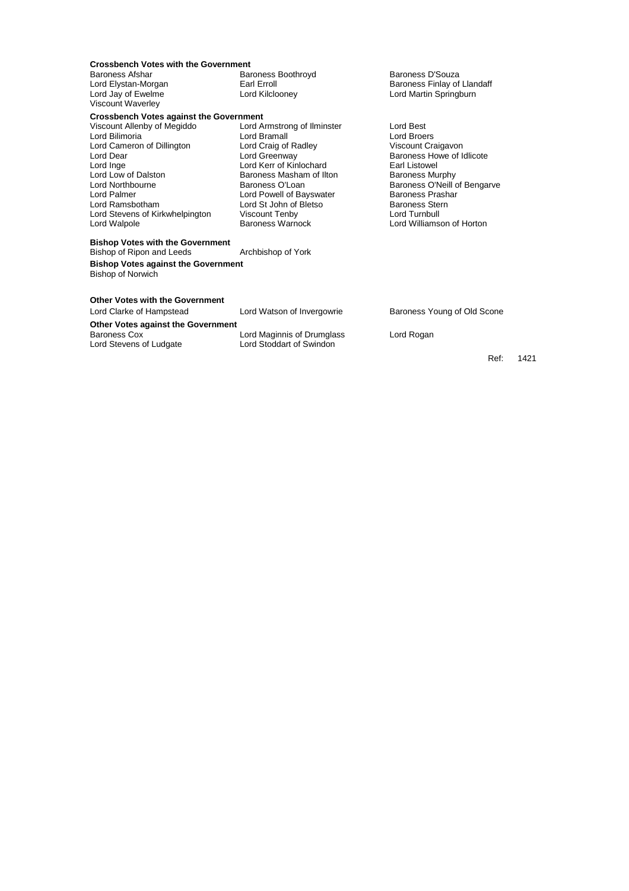**Crossbench Votes with the Government**

Baroness Afshar
Baroness Boothroyd
Baroness D'Souza
Lord Elystan-Morgan
Earl Erroll
Baroness Finlay of Llandaff
Lord Jay of Ewelme
Lord Kilclooney
Lord Martin Springburn
Viscount Waverley

**Crossbench Votes against the Government**

Viscount Allenby of Megiddo
Lord Armstrong of Ilminster
Lord Best
Lord Bilimoria
Lord Bramall
Lord Broers
Lord Cameron of Dillington
Lord Craig of Radley
Viscount Craigavon
Lord Dear
Lord Greenway
Baroness Howe of Idlicote
Lord Inge
Lord Kerr of Kinlochard
Earl Listowel
Lord Low of Dalston
Baroness Masham of Ilton
Baroness Murphy
Lord Northbourne
Baroness O'Loan
Baroness O'Neill of Bengarve
Lord Palmer
Lord Powell of Bayswater
Baroness Prashar
Lord Ramsbotham
Lord St John of Bletso
Baroness Stern
Lord Stevens of Kirkwhelpington
Viscount Tenby
Lord Turnbull
Lord Walpole
Baroness Warnock
Lord Williamson of Horton

**Bishop Votes with the Government**

Bishop of Ripon and Leeds
Archbishop of York

**Bishop Votes against the Government**

Bishop of Norwich

**Other Votes with the Government**

Lord Clarke of Hampstead
Lord Watson of Invergowrie
Baroness Young of Old Scone

**Other Votes against the Government**

Baroness Cox
Lord Maginnis of Drumglass
Lord Rogan
Lord Stevens of Ludgate
Lord Stoddart of Swindon

Ref: 1421